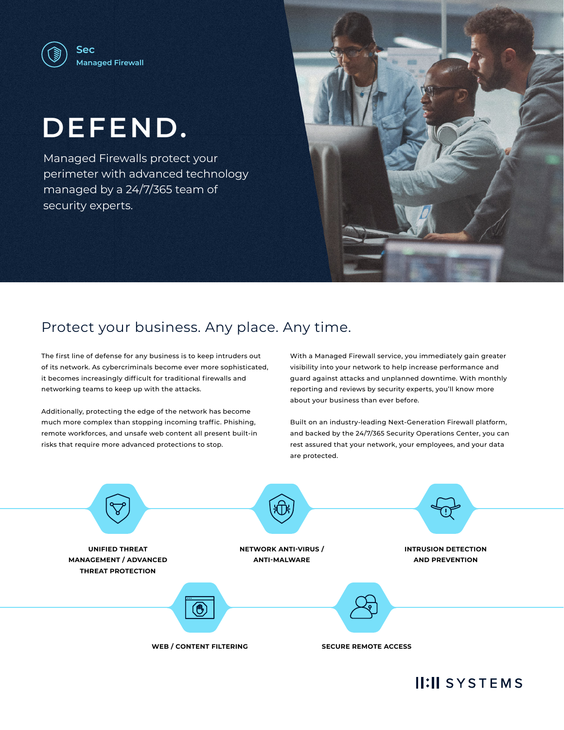Sec
Managed Firewall

# DEFEND.

Managed Firewalls protect your perimeter with advanced technology managed by a 24/7/365 team of security experts.

## Protect your business. Any place. Any time.

The first line of defense for any business is to keep intruders out of its network. As cybercriminals become ever more sophisticated, it becomes increasingly difficult for traditional firewalls and networking teams to keep up with the attacks.

Additionally, protecting the edge of the network has become much more complex than stopping incoming traffic. Phishing, remote workforces, and unsafe web content all present built-in risks that require more advanced protections to stop.

With a Managed Firewall service, you immediately gain greater visibility into your network to help increase performance and guard against attacks and unplanned downtime. With monthly reporting and reviews by security experts, you'll know more about your business than ever before.

Built on an industry-leading Next-Generation Firewall platform, and backed by the 24/7/365 Security Operations Center, you can rest assured that your network, your employees, and your data are protected.

**UNIFIED THREAT MANAGEMENT / ADVANCED THREAT PROTECTION**

**NETWORK ANTI-VIRUS / ANTI-MALWARE**

**INTRUSION DETECTION AND PREVENTION**

**WEB / CONTENT FILTERING**

**SECURE REMOTE ACCESS**

II:II SYSTEMS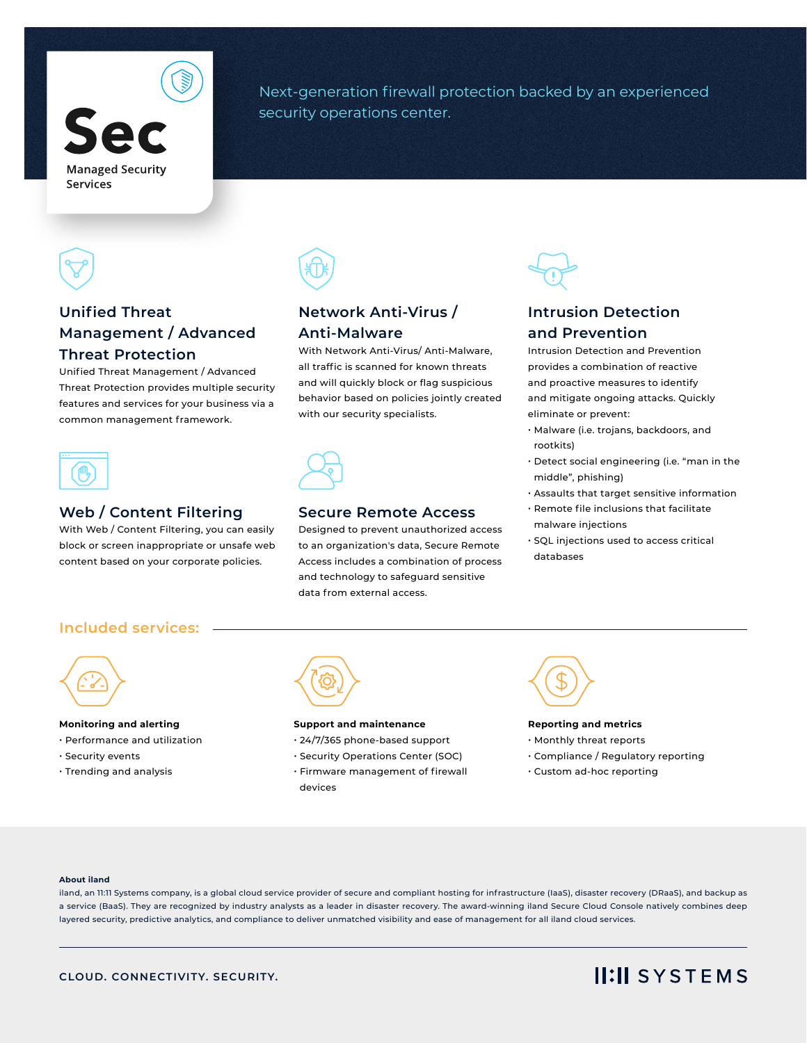# Sec

Managed Security Services

Next-generation firewall protection backed by an experienced security operations center.

## Unified Threat Management / Advanced Threat Protection

Unified Threat Management / Advanced Threat Protection provides multiple security features and services for your business via a common management framework.

## Network Anti-Virus / Anti-Malware

With Network Anti-Virus/ Anti-Malware, all traffic is scanned for known threats and will quickly block or flag suspicious behavior based on policies jointly created with our security specialists.

## Intrusion Detection and Prevention

Intrusion Detection and Prevention provides a combination of reactive and proactive measures to identify and mitigate ongoing attacks. Quickly eliminate or prevent:

- Malware (i.e. trojans, backdoors, and rootkits)
- Detect social engineering (i.e. “man in the middle”, phishing)
- Assaults that target sensitive information
- Remote file inclusions that facilitate malware injections
- SQL injections used to access critical databases

## Web / Content Filtering

With Web / Content Filtering, you can easily block or screen inappropriate or unsafe web content based on your corporate policies.

## Secure Remote Access

Designed to prevent unauthorized access to an organization's data, Secure Remote Access includes a combination of process and technology to safeguard sensitive data from external access.

## Included services:

**Monitoring and alerting**

- Performance and utilization
- Security events
- Trending and analysis

**Support and maintenance**

- 24/7/365 phone-based support
- Security Operations Center (SOC)
- Firmware management of firewall devices

**Reporting and metrics**

- Monthly threat reports
- Compliance / Regulatory reporting
- Custom ad-hoc reporting

**About iland**

iland, an 11:11 Systems company, is a global cloud service provider of secure and compliant hosting for infrastructure (IaaS), disaster recovery (DRaaS), and backup as a service (BaaS). They are recognized by industry analysts as a leader in disaster recovery. The award-winning iland Secure Cloud Console natively combines deep layered security, predictive analytics, and compliance to deliver unmatched visibility and ease of management for all iland cloud services.

CLOUD. CONNECTIVITY. SECURITY.

11:11 SYSTEMS